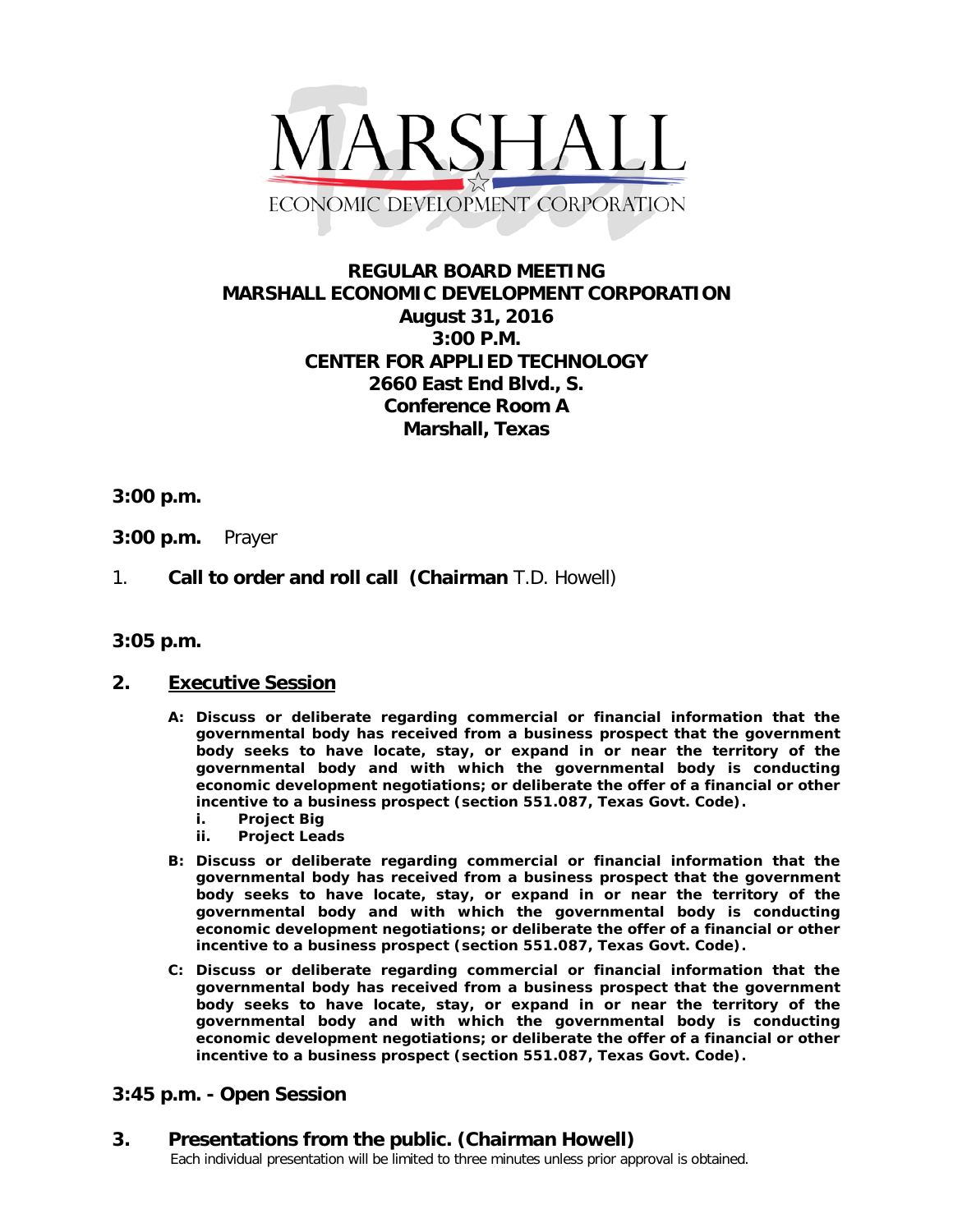MARSHALL

ECONOMIC DEVELOPMENT CORPORATION

# REGULAR BOARD MEETING
# MARSHALL ECONOMIC DEVELOPMENT CORPORATION
## August 31, 2016
## 3:00 P.M.
## CENTER FOR APPLIED TECHNOLOGY
## 2660 East End Blvd., S.
## Conference Room A
## Marshall, Texas

**3:00 p.m.**

**3:00 p.m.** Prayer

1. **Call to order and roll call (Chairman** T.D. Howell)

**3:05 p.m.**

## 2. Executive Session

- **A: Discuss or deliberate regarding commercial or financial information that the governmental body has received from a business prospect that the government body seeks to have locate, stay, or expand in or near the territory of the governmental body and with which the governmental body is conducting economic development negotiations; or deliberate the offer of a financial or other incentive to a business prospect (section 551.087, Texas Govt. Code).**
  - **i. Project Big**
  - **ii. Project Leads**
- **B: Discuss or deliberate regarding commercial or financial information that the governmental body has received from a business prospect that the government body seeks to have locate, stay, or expand in or near the territory of the governmental body and with which the governmental body is conducting economic development negotiations; or deliberate the offer of a financial or other incentive to a business prospect (section 551.087, Texas Govt. Code).**
- **C: Discuss or deliberate regarding commercial or financial information that the governmental body has received from a business prospect that the government body seeks to have locate, stay, or expand in or near the territory of the governmental body and with which the governmental body is conducting economic development negotiations; or deliberate the offer of a financial or other incentive to a business prospect (section 551.087, Texas Govt. Code).**

## 3:45 p.m. - Open Session

## 3. Presentations from the public. (Chairman Howell)

Each individual presentation will be limited to three minutes unless prior approval is obtained.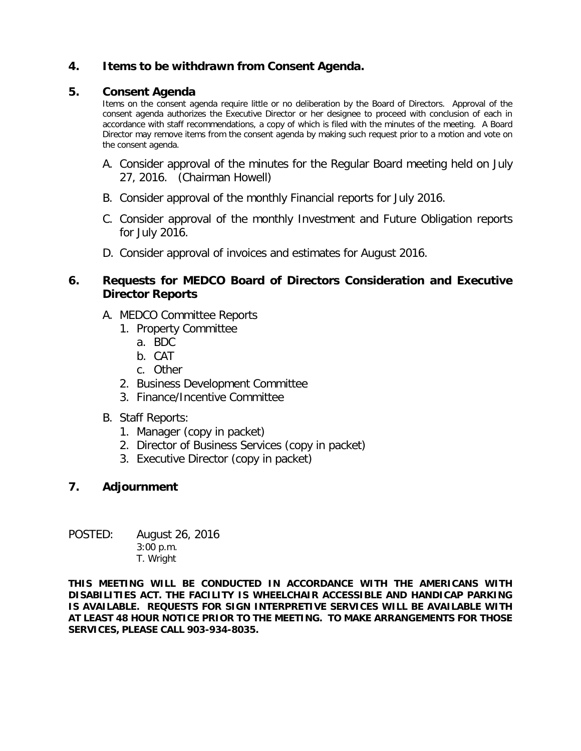## 4. Items to be withdrawn from Consent Agenda.

## 5. Consent Agenda

Items on the consent agenda require little or no deliberation by the Board of Directors. Approval of the consent agenda authorizes the Executive Director or her designee to proceed with conclusion of each in accordance with staff recommendations, a copy of which is filed with the minutes of the meeting. A Board Director may remove items from the consent agenda by making such request prior to a motion and vote on the consent agenda.

A. Consider approval of the minutes for the Regular Board meeting held on July 27, 2016. (Chairman Howell)

B. Consider approval of the monthly Financial reports for July 2016.

C. Consider approval of the monthly Investment and Future Obligation reports for July 2016.

D. Consider approval of invoices and estimates for August 2016.

## 6. Requests for MEDCO Board of Directors Consideration and Executive Director Reports

A. MEDCO Committee Reports
   1. Property Committee
      a. BDC
      b. CAT
      c. Other
   2. Business Development Committee
   3. Finance/Incentive Committee

B. Staff Reports:
   1. Manager (copy in packet)
   2. Director of Business Services (copy in packet)
   3. Executive Director (copy in packet)

## 7. Adjournment

POSTED: August 26, 2016
3:00 p.m.
T. Wright

**THIS MEETING WILL BE CONDUCTED IN ACCORDANCE WITH THE AMERICANS WITH DISABILITIES ACT. THE FACILITY IS WHEELCHAIR ACCESSIBLE AND HANDICAP PARKING IS AVAILABLE. REQUESTS FOR SIGN INTERPRETIVE SERVICES WILL BE AVAILABLE WITH AT LEAST 48 HOUR NOTICE PRIOR TO THE MEETING. TO MAKE ARRANGEMENTS FOR THOSE SERVICES, PLEASE CALL 903-934-8035.**